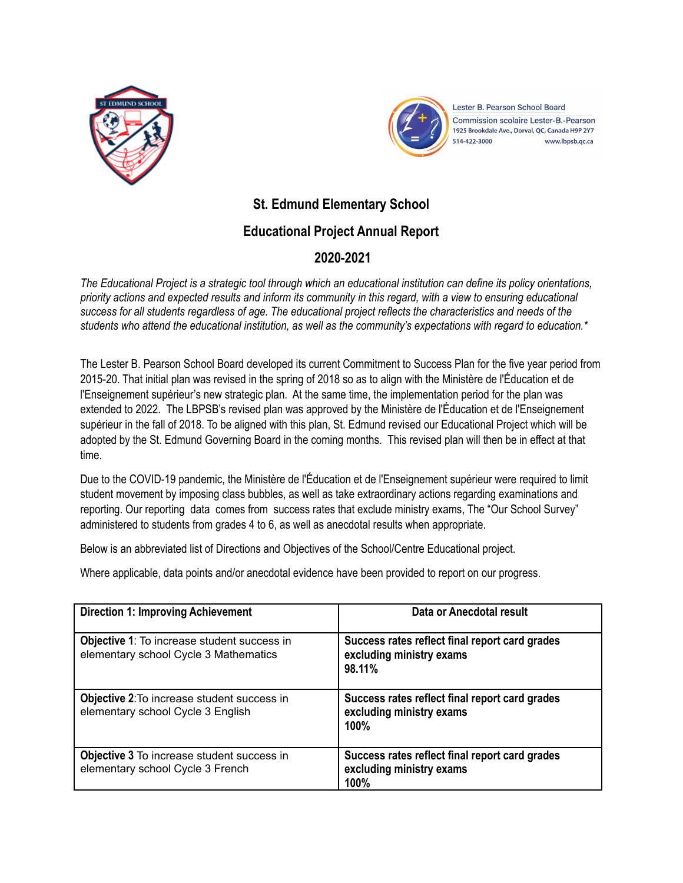# St. Edmund Elementary School

## Educational Project Annual Report

## 2020-2021

*The Educational Project is a strategic tool through which an educational institution can define its policy orientations, priority actions and expected results and inform its community in this regard, with a view to ensuring educational success for all students regardless of age. The educational project reflects the characteristics and needs of the students who attend the educational institution, as well as the community's expectations with regard to education.**

The Lester B. Pearson School Board developed its current Commitment to Success Plan for the five year period from 2015-20. That initial plan was revised in the spring of 2018 so as to align with the Ministère de l'Éducation et de l'Enseignement supérieur's new strategic plan. At the same time, the implementation period for the plan was extended to 2022. The LBPSB's revised plan was approved by the Ministère de l'Éducation et de l'Enseignement supérieur in the fall of 2018. To be aligned with this plan, St. Edmund revised our Educational Project which will be adopted by the St. Edmund Governing Board in the coming months. This revised plan will then be in effect at that time.

Due to the COVID-19 pandemic, the Ministère de l'Éducation et de l'Enseignement supérieur were required to limit student movement by imposing class bubbles, as well as take extraordinary actions regarding examinations and reporting. Our reporting data comes from success rates that exclude ministry exams, The "Our School Survey" administered to students from grades 4 to 6, as well as anecdotal results when appropriate.

Below is an abbreviated list of Directions and Objectives of the School/Centre Educational project.

Where applicable, data points and/or anecdotal evidence have been provided to report on our progress.

| **Direction 1: Improving Achievement** | **Data or Anecdotal result** |
|---|---|
| **Objective 1**: To increase student success in elementary school Cycle 3 Mathematics | **Success rates reflect final report card grades excluding ministry exams 98.11%** |
| **Objective 2**:To increase student success in elementary school Cycle 3 English | **Success rates reflect final report card grades excluding ministry exams 100%** |
| **Objective 3** To increase student success in elementary school Cycle 3 French | **Success rates reflect final report card grades excluding ministry exams 100%** |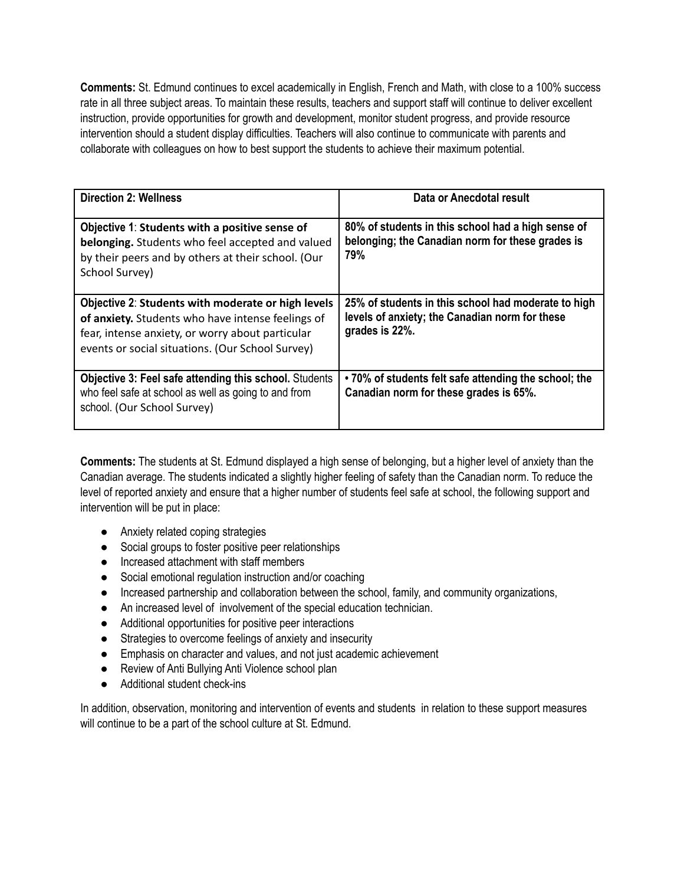**Comments:** St. Edmund continues to excel academically in English, French and Math, with close to a 100% success rate in all three subject areas. To maintain these results, teachers and support staff will continue to deliver excellent instruction, provide opportunities for growth and development, monitor student progress, and provide resource intervention should a student display difficulties. Teachers will also continue to communicate with parents and collaborate with colleagues on how to best support the students to achieve their maximum potential.

| **Direction 2: Wellness** | **Data or Anecdotal result** |
|---|---|
| **Objective 1**: **Students with a positive sense of belonging.** Students who feel accepted and valued by their peers and by others at their school. (Our School Survey) | **80% of students in this school had a high sense of belonging; the Canadian norm for these grades is 79%** |
| **Objective 2**: **Students with moderate or high levels of anxiety.** Students who have intense feelings of fear, intense anxiety, or worry about particular events or social situations. (Our School Survey) | **25% of students in this school had moderate to high levels of anxiety; the Canadian norm for these grades is 22%.** |
| **Objective 3: Feel safe attending this school.** Students who feel safe at school as well as going to and from school. (Our School Survey) | **• 70% of students felt safe attending the school; the Canadian norm for these grades is 65%.** |

**Comments:** The students at St. Edmund displayed a high sense of belonging, but a higher level of anxiety than the Canadian average. The students indicated a slightly higher feeling of safety than the Canadian norm. To reduce the level of reported anxiety and ensure that a higher number of students feel safe at school, the following support and intervention will be put in place:

- Anxiety related coping strategies
- Social groups to foster positive peer relationships
- Increased attachment with staff members
- Social emotional regulation instruction and/or coaching
- Increased partnership and collaboration between the school, family, and community organizations,
- An increased level of involvement of the special education technician.
- Additional opportunities for positive peer interactions
- Strategies to overcome feelings of anxiety and insecurity
- Emphasis on character and values, and not just academic achievement
- Review of Anti Bullying Anti Violence school plan
- Additional student check-ins

In addition, observation, monitoring and intervention of events and students in relation to these support measures will continue to be a part of the school culture at St. Edmund.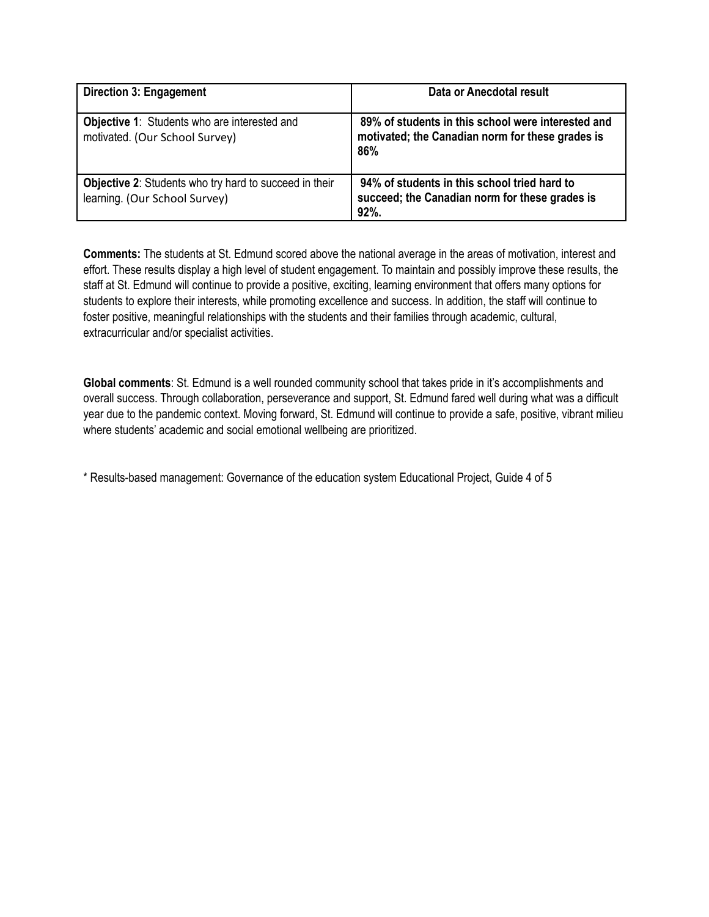| **Direction 3: Engagement** | **Data or Anecdotal result** |
|---|---|
| **Objective 1**: Students who are interested and motivated. (Our School Survey) | **89% of students in this school were interested and motivated; the Canadian norm for these grades is 86%** |
| **Objective 2**: Students who try hard to succeed in their learning. (Our School Survey) | **94% of students in this school tried hard to succeed; the Canadian norm for these grades is 92%.** |

**Comments:** The students at St. Edmund scored above the national average in the areas of motivation, interest and effort. These results display a high level of student engagement. To maintain and possibly improve these results, the staff at St. Edmund will continue to provide a positive, exciting, learning environment that offers many options for students to explore their interests, while promoting excellence and success. In addition, the staff will continue to foster positive, meaningful relationships with the students and their families through academic, cultural, extracurricular and/or specialist activities.

**Global comments**: St. Edmund is a well rounded community school that takes pride in it's accomplishments and overall success. Through collaboration, perseverance and support, St. Edmund fared well during what was a difficult year due to the pandemic context. Moving forward, St. Edmund will continue to provide a safe, positive, vibrant milieu where students' academic and social emotional wellbeing are prioritized.

* Results-based management: Governance of the education system Educational Project, Guide 4 of 5